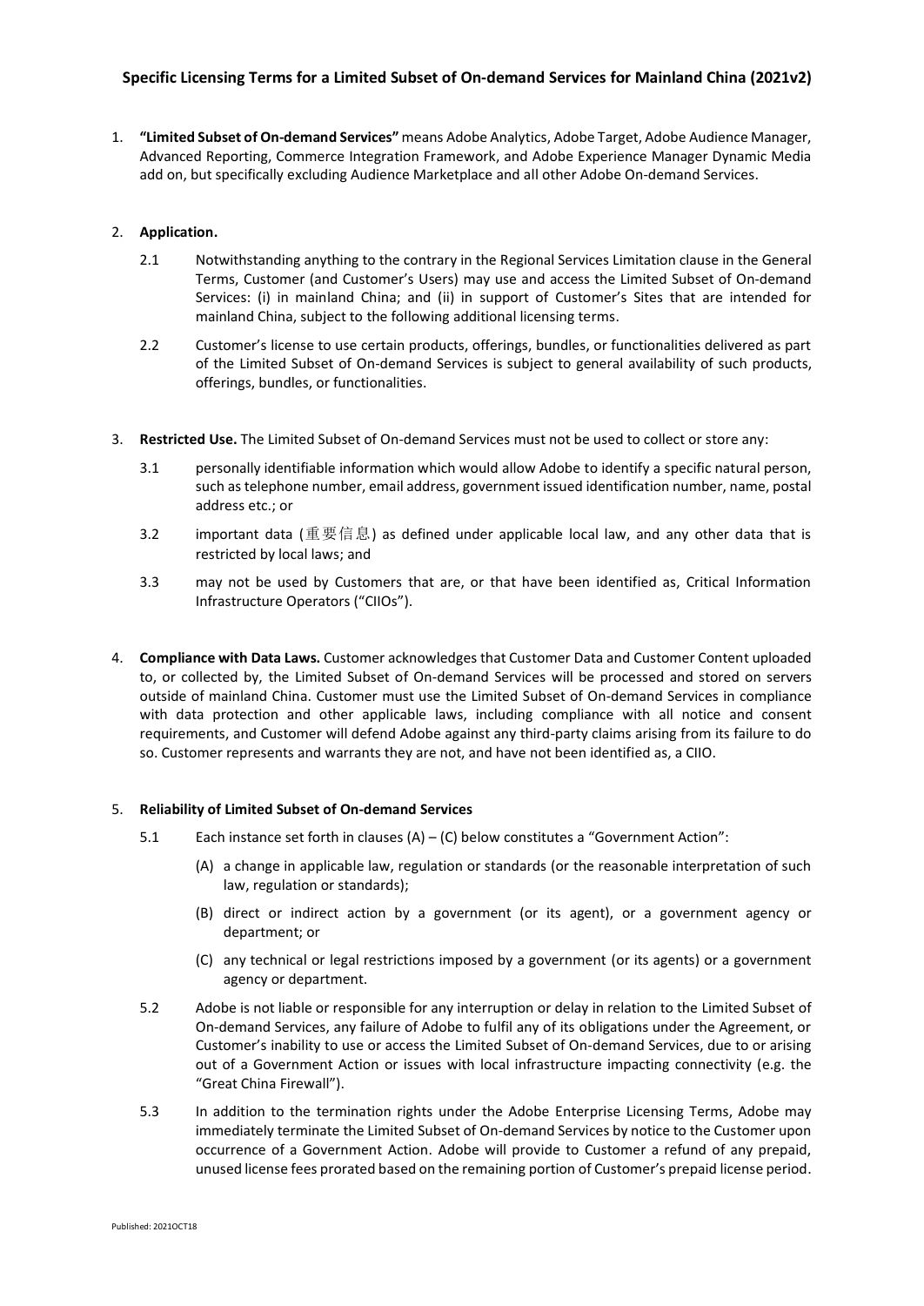# Specific Licensing Terms for a Limited Subset of On-demand Services for Mainland China (2021v2)

1. **"Limited Subset of On-demand Services"** means Adobe Analytics, Adobe Target, Adobe Audience Manager, Advanced Reporting, Commerce Integration Framework, and Adobe Experience Manager Dynamic Media add on, but specifically excluding Audience Marketplace and all other Adobe On-demand Services.

2. **Application.**

   2.1 Notwithstanding anything to the contrary in the Regional Services Limitation clause in the General Terms, Customer (and Customer's Users) may use and access the Limited Subset of On-demand Services: (i) in mainland China; and (ii) in support of Customer's Sites that are intended for mainland China, subject to the following additional licensing terms.

   2.2 Customer's license to use certain products, offerings, bundles, or functionalities delivered as part of the Limited Subset of On-demand Services is subject to general availability of such products, offerings, bundles, or functionalities.

3. **Restricted Use.** The Limited Subset of On-demand Services must not be used to collect or store any:

   3.1 personally identifiable information which would allow Adobe to identify a specific natural person, such as telephone number, email address, government issued identification number, name, postal address etc.; or

   3.2 important data (重要信息) as defined under applicable local law, and any other data that is restricted by local laws; and

   3.3 may not be used by Customers that are, or that have been identified as, Critical Information Infrastructure Operators ("CIIOs").

4. **Compliance with Data Laws.** Customer acknowledges that Customer Data and Customer Content uploaded to, or collected by, the Limited Subset of On-demand Services will be processed and stored on servers outside of mainland China. Customer must use the Limited Subset of On-demand Services in compliance with data protection and other applicable laws, including compliance with all notice and consent requirements, and Customer will defend Adobe against any third-party claims arising from its failure to do so. Customer represents and warrants they are not, and have not been identified as, a CIIO.

5. **Reliability of Limited Subset of On-demand Services**

   5.1 Each instance set forth in clauses (A) – (C) below constitutes a "Government Action":

   (A) a change in applicable law, regulation or standards (or the reasonable interpretation of such law, regulation or standards);

   (B) direct or indirect action by a government (or its agent), or a government agency or department; or

   (C) any technical or legal restrictions imposed by a government (or its agents) or a government agency or department.

   5.2 Adobe is not liable or responsible for any interruption or delay in relation to the Limited Subset of On-demand Services, any failure of Adobe to fulfil any of its obligations under the Agreement, or Customer's inability to use or access the Limited Subset of On-demand Services, due to or arising out of a Government Action or issues with local infrastructure impacting connectivity (e.g. the "Great China Firewall").

   5.3 In addition to the termination rights under the Adobe Enterprise Licensing Terms, Adobe may immediately terminate the Limited Subset of On-demand Services by notice to the Customer upon occurrence of a Government Action. Adobe will provide to Customer a refund of any prepaid, unused license fees prorated based on the remaining portion of Customer's prepaid license period.

Published: 2021OCT18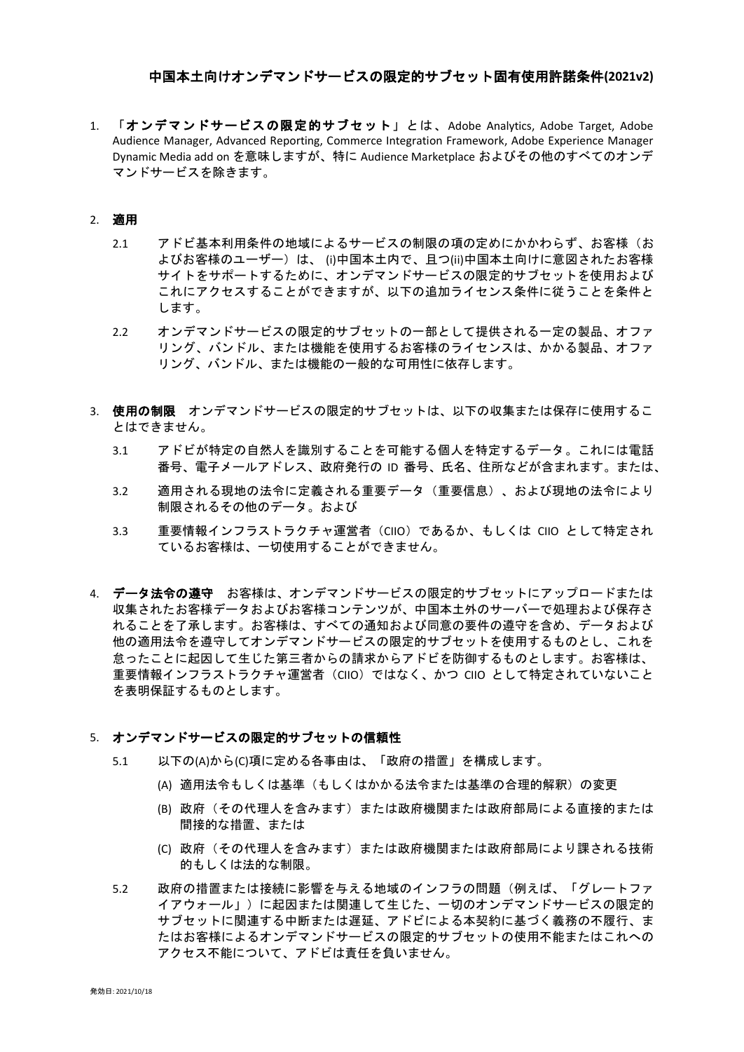## 中国本土向けオンデマンドサービスの限定的サブセット固有使用許諾条件(2021v2)

1. 「**オンデマンドサービスの限定的サブセット**」とは、Adobe Analytics, Adobe Target, Adobe Audience Manager, Advanced Reporting, Commerce Integration Framework, Adobe Experience Manager Dynamic Media add on を意味しますが、特に Audience Marketplace およびその他のすべてのオンデマンドサービスを除きます。

2. **適用**

   2.1 アドビ基本利用条件の地域によるサービスの制限の項の定めにかかわらず、お客様（およびお客様のユーザー）は、 (i)中国本土内で、且つ(ii)中国本土向けに意図されたお客様サイトをサポートするために、オンデマンドサービスの限定的サブセットを使用およびこれにアクセスすることができますが、以下の追加ライセンス条件に従うことを条件とします。

   2.2 オンデマンドサービスの限定的サブセットの一部として提供される一定の製品、オファリング、バンドル、または機能を使用するお客様のライセンスは、かかる製品、オファリング、バンドル、または機能の一般的な可用性に依存します。

3. **使用の制限**　オンデマンドサービスの限定的サブセットは、以下の収集または保存に使用することはできません。

   3.1 アドビが特定の自然人を識別することを可能する個人を特定するデータ。これには電話番号、電子メールアドレス、政府発行の ID 番号、氏名、住所などが含まれます。または、

   3.2 適用される現地の法令に定義される重要データ（重要信息）、および現地の法令により制限されるその他のデータ。および

   3.3 重要情報インフラストラクチャ運営者（CIIO）であるか、もしくは CIIO として特定されているお客様は、一切使用することができません。

4. **データ法令の遵守**　お客様は、オンデマンドサービスの限定的サブセットにアップロードまたは収集されたお客様データおよびお客様コンテンツが、中国本土外のサーバーで処理および保存されることを了承します。お客様は、すべての通知および同意の要件の遵守を含め、データおよび他の適用法令を遵守してオンデマンドサービスの限定的サブセットを使用するものとし、これを怠ったことに起因して生じた第三者からの請求からアドビを防御するものとします。お客様は、重要情報インフラストラクチャ運営者（CIIO）ではなく、かつ CIIO として特定されていないことを表明保証するものとします。

5. **オンデマンドサービスの限定的サブセットの信頼性**

   5.1 以下の(A)から(C)項に定める各事由は、「政府の措置」を構成します。

   (A) 適用法令もしくは基準（もしくはかかる法令または基準の合理的解釈）の変更

   (B) 政府（その代理人を含みます）または政府機関または政府部局による直接的または間接的な措置、または

   (C) 政府（その代理人を含みます）または政府機関または政府部局により課される技術的もしくは法的な制限。

   5.2 政府の措置または接続に影響を与える地域のインフラの問題（例えば、「グレートファイアウォール」）に起因または関連して生じた、一切のオンデマンドサービスの限定的サブセットに関連する中断または遅延、アドビによる本契約に基づく義務の不履行、またはお客様によるオンデマンドサービスの限定的サブセットの使用不能またはこれへのアクセス不能について、アドビは責任を負いません。

発効日: 2021/10/18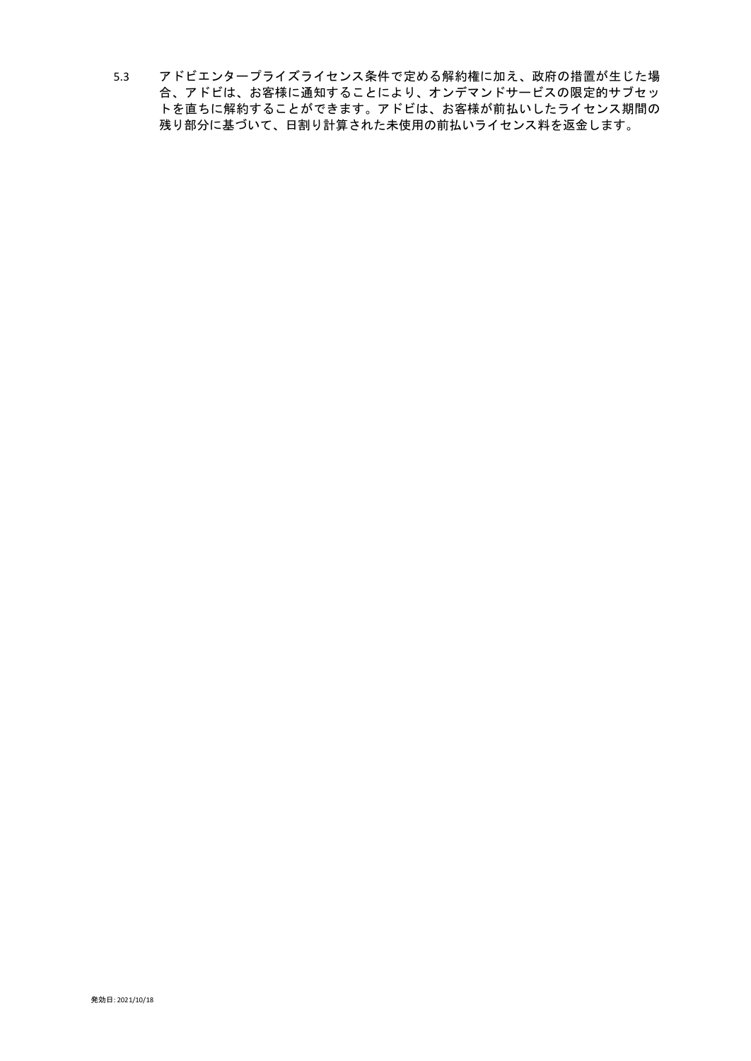5.3 アドビエンタープライズライセンス条件で定める解約権に加え、政府の措置が生じた場合、アドビは、お客様に通知することにより、オンデマンドサービスの限定的サブセットを直ちに解約することができます。アドビは、お客様が前払いしたライセンス期間の残り部分に基づいて、日割り計算された未使用の前払いライセンス料を返金します。

発効日: 2021/10/18